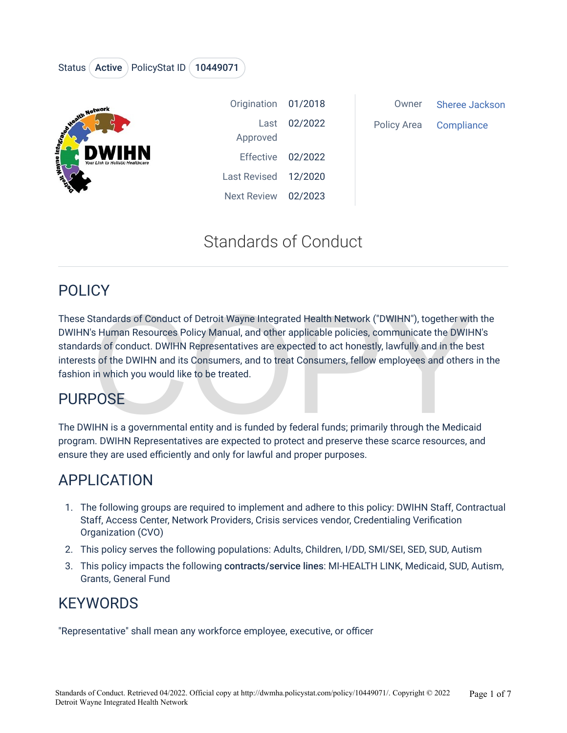Status Active PolicyStat ID 10449071

| | | | |
|---|---|---|---|
| Origination | 01/2018 | Owner | Sheree Jackson |
| Last Approved | 02/2022 | Policy Area | Compliance |
| Effective | 02/2022 | | |
| Last Revised | 12/2020 | | |
| Next Review | 02/2023 | | |

# Standards of Conduct

## POLICY

These Standards of Conduct of Detroit Wayne Integrated Health Network ("DWIHN"), together with the DWIHN's Human Resources Policy Manual, and other applicable policies, communicate the DWIHN's standards of conduct. DWIHN Representatives are expected to act honestly, lawfully and in the best interests of the DWIHN and its Consumers, and to treat Consumers, fellow employees and others in the fashion in which you would like to be treated.

## PURPOSE

The DWIHN is a governmental entity and is funded by federal funds; primarily through the Medicaid program. DWIHN Representatives are expected to protect and preserve these scarce resources, and ensure they are used efficiently and only for lawful and proper purposes.

## APPLICATION

1. The following groups are required to implement and adhere to this policy: DWIHN Staff, Contractual Staff, Access Center, Network Providers, Crisis services vendor, Credentialing Verification Organization (CVO)
2. This policy serves the following populations: Adults, Children, I/DD, SMI/SEI, SED, SUD, Autism
3. This policy impacts the following **contracts/service lines**: MI-HEALTH LINK, Medicaid, SUD, Autism, Grants, General Fund

## KEYWORDS

"Representative" shall mean any workforce employee, executive, or officer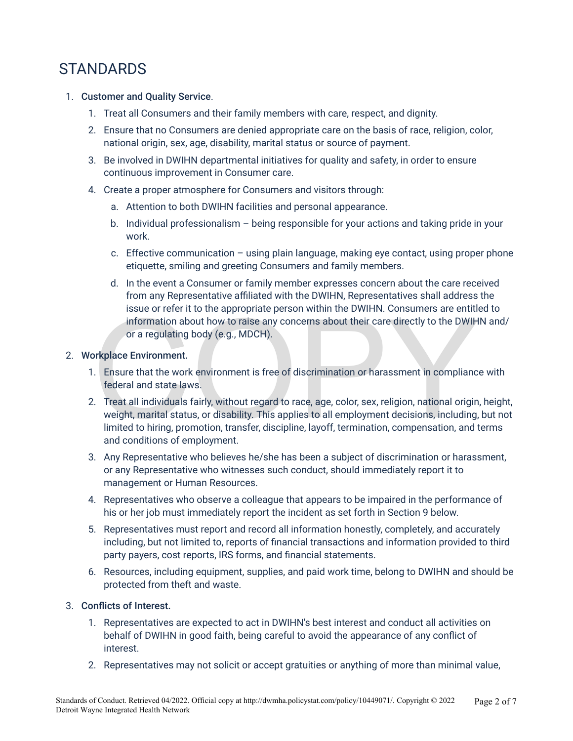# STANDARDS

1. **Customer and Quality Service**.
    1. Treat all Consumers and their family members with care, respect, and dignity.
    2. Ensure that no Consumers are denied appropriate care on the basis of race, religion, color, national origin, sex, age, disability, marital status or source of payment.
    3. Be involved in DWIHN departmental initiatives for quality and safety, in order to ensure continuous improvement in Consumer care.
    4. Create a proper atmosphere for Consumers and visitors through:
        a. Attention to both DWIHN facilities and personal appearance.
        b. Individual professionalism – being responsible for your actions and taking pride in your work.
        c. Effective communication – using plain language, making eye contact, using proper phone etiquette, smiling and greeting Consumers and family members.
        d. In the event a Consumer or family member expresses concern about the care received from any Representative affiliated with the DWIHN, Representatives shall address the issue or refer it to the appropriate person within the DWIHN. Consumers are entitled to information about how to raise any concerns about their care directly to the DWIHN and/or a regulating body (e.g., MDCH).
2. **Workplace Environment.**
    1. Ensure that the work environment is free of discrimination or harassment in compliance with federal and state laws.
    2. Treat all individuals fairly, without regard to race, age, color, sex, religion, national origin, height, weight, marital status, or disability. This applies to all employment decisions, including, but not limited to hiring, promotion, transfer, discipline, layoff, termination, compensation, and terms and conditions of employment.
    3. Any Representative who believes he/she has been a subject of discrimination or harassment, or any Representative who witnesses such conduct, should immediately report it to management or Human Resources.
    4. Representatives who observe a colleague that appears to be impaired in the performance of his or her job must immediately report the incident as set forth in Section 9 below.
    5. Representatives must report and record all information honestly, completely, and accurately including, but not limited to, reports of financial transactions and information provided to third party payers, cost reports, IRS forms, and financial statements.
    6. Resources, including equipment, supplies, and paid work time, belong to DWIHN and should be protected from theft and waste.
3. **Conflicts of Interest.**
    1. Representatives are expected to act in DWIHN's best interest and conduct all activities on behalf of DWIHN in good faith, being careful to avoid the appearance of any conflict of interest.
    2. Representatives may not solicit or accept gratuities or anything of more than minimal value,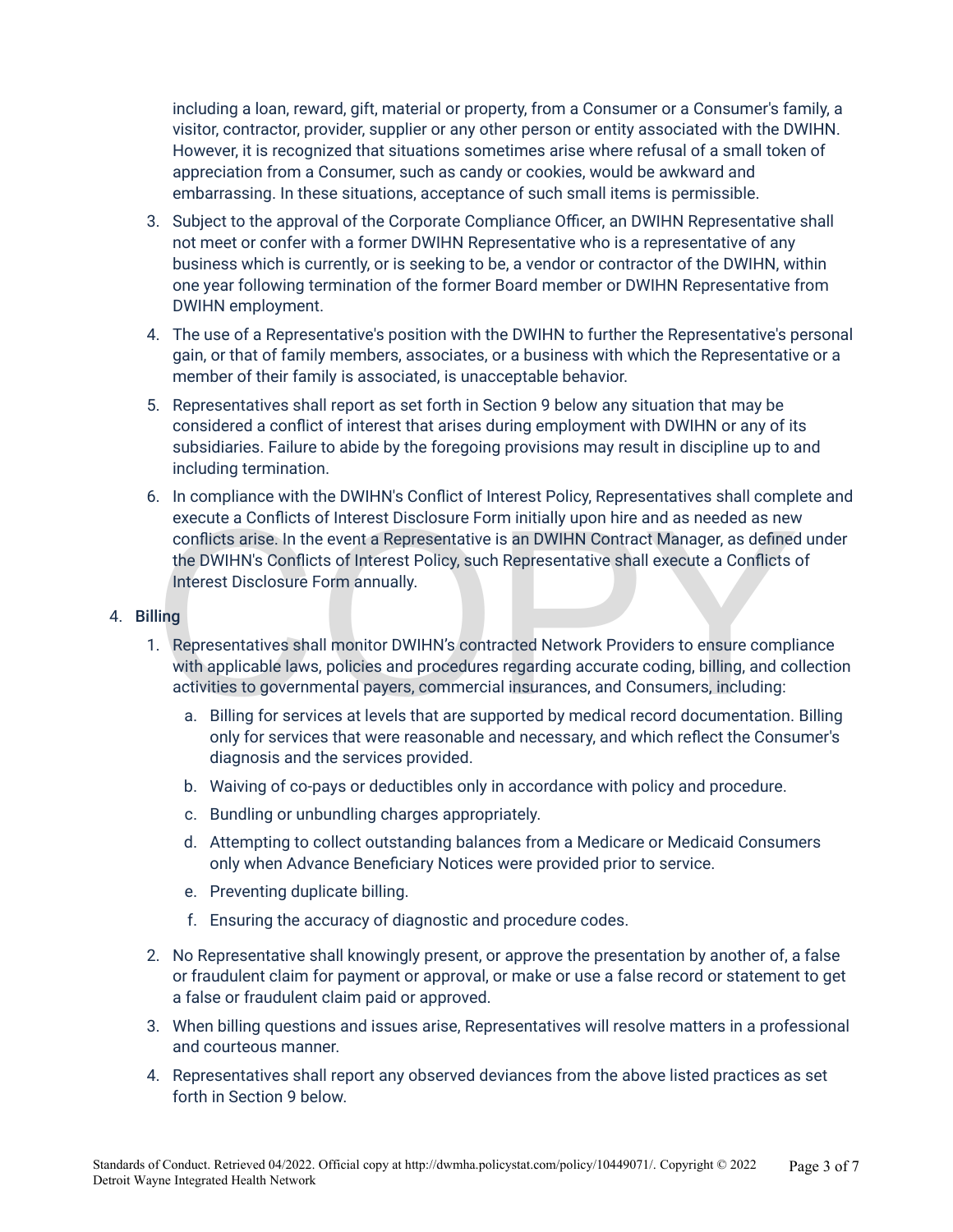including a loan, reward, gift, material or property, from a Consumer or a Consumer's family, a visitor, contractor, provider, supplier or any other person or entity associated with the DWIHN. However, it is recognized that situations sometimes arise where refusal of a small token of appreciation from a Consumer, such as candy or cookies, would be awkward and embarrassing. In these situations, acceptance of such small items is permissible.

3. Subject to the approval of the Corporate Compliance Officer, an DWIHN Representative shall not meet or confer with a former DWIHN Representative who is a representative of any business which is currently, or is seeking to be, a vendor or contractor of the DWIHN, within one year following termination of the former Board member or DWIHN Representative from DWIHN employment.
4. The use of a Representative's position with the DWIHN to further the Representative's personal gain, or that of family members, associates, or a business with which the Representative or a member of their family is associated, is unacceptable behavior.
5. Representatives shall report as set forth in Section 9 below any situation that may be considered a conflict of interest that arises during employment with DWIHN or any of its subsidiaries. Failure to abide by the foregoing provisions may result in discipline up to and including termination.
6. In compliance with the DWIHN's Conflict of Interest Policy, Representatives shall complete and execute a Conflicts of Interest Disclosure Form initially upon hire and as needed as new conflicts arise. In the event a Representative is an DWIHN Contract Manager, as defined under the DWIHN's Conflicts of Interest Policy, such Representative shall execute a Conflicts of Interest Disclosure Form annually.

4. Billing
   1. Representatives shall monitor DWIHN's contracted Network Providers to ensure compliance with applicable laws, policies and procedures regarding accurate coding, billing, and collection activities to governmental payers, commercial insurances, and Consumers, including:
      a. Billing for services at levels that are supported by medical record documentation. Billing only for services that were reasonable and necessary, and which reflect the Consumer's diagnosis and the services provided.
      b. Waiving of co-pays or deductibles only in accordance with policy and procedure.
      c. Bundling or unbundling charges appropriately.
      d. Attempting to collect outstanding balances from a Medicare or Medicaid Consumers only when Advance Beneficiary Notices were provided prior to service.
      e. Preventing duplicate billing.
      f. Ensuring the accuracy of diagnostic and procedure codes.
   2. No Representative shall knowingly present, or approve the presentation by another of, a false or fraudulent claim for payment or approval, or make or use a false record or statement to get a false or fraudulent claim paid or approved.
   3. When billing questions and issues arise, Representatives will resolve matters in a professional and courteous manner.
   4. Representatives shall report any observed deviances from the above listed practices as set forth in Section 9 below.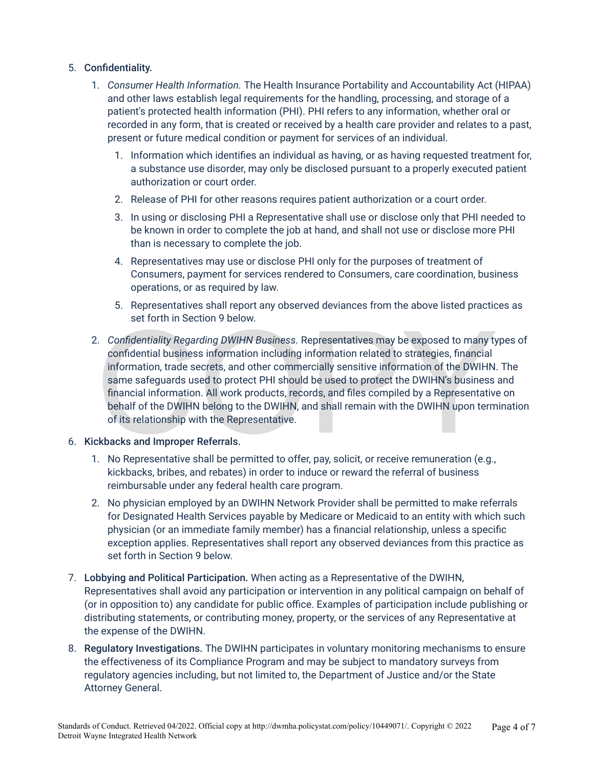5. **Confidentiality.**
    1. *Consumer Health Information.* The Health Insurance Portability and Accountability Act (HIPAA) and other laws establish legal requirements for the handling, processing, and storage of a patient's protected health information (PHI). PHI refers to any information, whether oral or recorded in any form, that is created or received by a health care provider and relates to a past, present or future medical condition or payment for services of an individual.
        1. Information which identifies an individual as having, or as having requested treatment for, a substance use disorder, may only be disclosed pursuant to a properly executed patient authorization or court order.
        2. Release of PHI for other reasons requires patient authorization or a court order.
        3. In using or disclosing PHI a Representative shall use or disclose only that PHI needed to be known in order to complete the job at hand, and shall not use or disclose more PHI than is necessary to complete the job.
        4. Representatives may use or disclose PHI only for the purposes of treatment of Consumers, payment for services rendered to Consumers, care coordination, business operations, or as required by law.
        5. Representatives shall report any observed deviances from the above listed practices as set forth in Section 9 below.
    2. *Confidentiality Regarding DWIHN Business.* Representatives may be exposed to many types of confidential business information including information related to strategies, financial information, trade secrets, and other commercially sensitive information of the DWIHN. The same safeguards used to protect PHI should be used to protect the DWIHN's business and financial information. All work products, records, and files compiled by a Representative on behalf of the DWIHN belong to the DWIHN, and shall remain with the DWIHN upon termination of its relationship with the Representative.
6. **Kickbacks and Improper Referrals.**
    1. No Representative shall be permitted to offer, pay, solicit, or receive remuneration (e.g., kickbacks, bribes, and rebates) in order to induce or reward the referral of business reimbursable under any federal health care program.
    2. No physician employed by an DWIHN Network Provider shall be permitted to make referrals for Designated Health Services payable by Medicare or Medicaid to an entity with which such physician (or an immediate family member) has a financial relationship, unless a specific exception applies. Representatives shall report any observed deviances from this practice as set forth in Section 9 below.
7. **Lobbying and Political Participation.** When acting as a Representative of the DWIHN, Representatives shall avoid any participation or intervention in any political campaign on behalf of (or in opposition to) any candidate for public office. Examples of participation include publishing or distributing statements, or contributing money, property, or the services of any Representative at the expense of the DWIHN.
8. **Regulatory Investigations.** The DWIHN participates in voluntary monitoring mechanisms to ensure the effectiveness of its Compliance Program and may be subject to mandatory surveys from regulatory agencies including, but not limited to, the Department of Justice and/or the State Attorney General.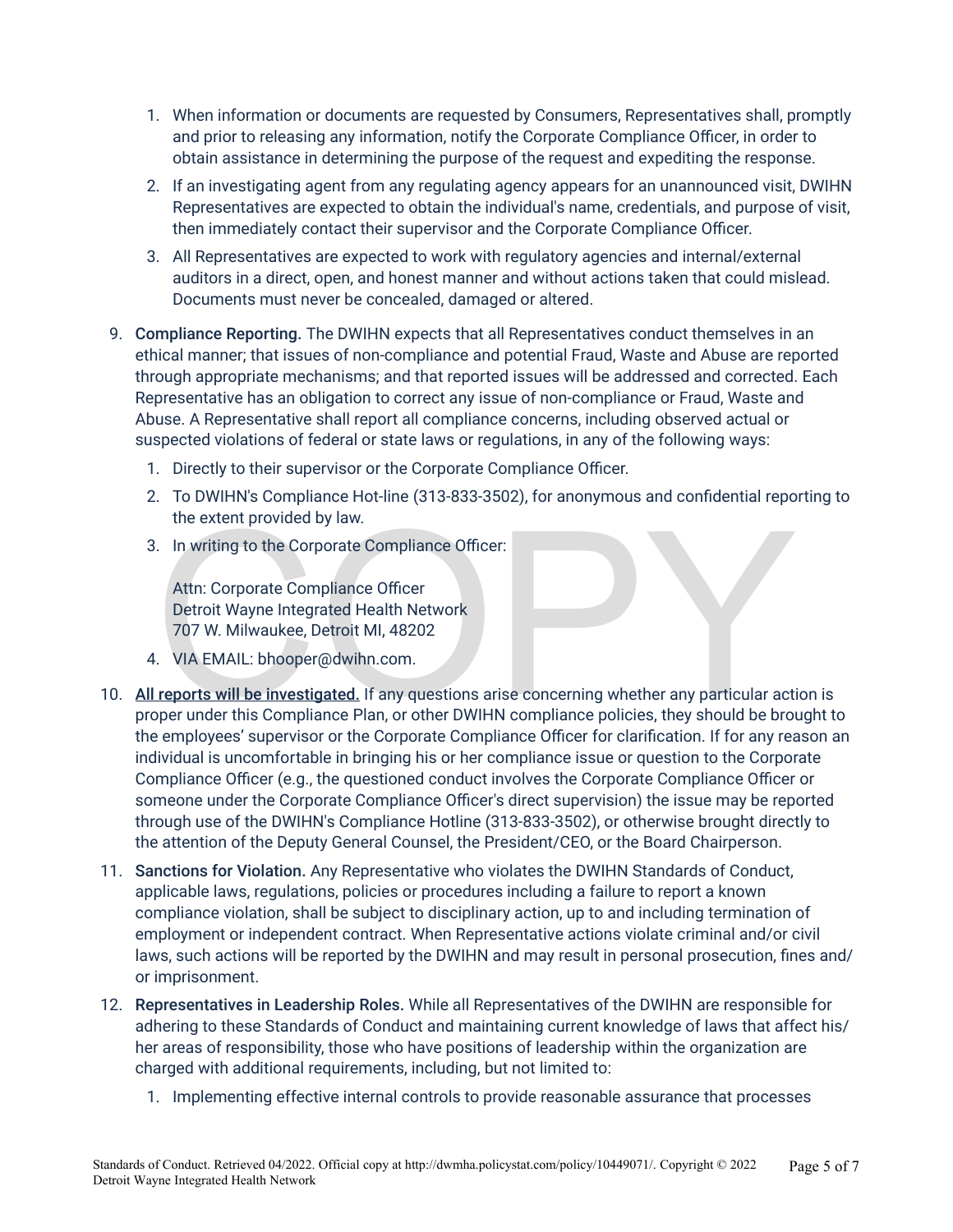1. When information or documents are requested by Consumers, Representatives shall, promptly and prior to releasing any information, notify the Corporate Compliance Officer, in order to obtain assistance in determining the purpose of the request and expediting the response.
2. If an investigating agent from any regulating agency appears for an unannounced visit, DWIHN Representatives are expected to obtain the individual's name, credentials, and purpose of visit, then immediately contact their supervisor and the Corporate Compliance Officer.
3. All Representatives are expected to work with regulatory agencies and internal/external auditors in a direct, open, and honest manner and without actions taken that could mislead. Documents must never be concealed, damaged or altered.

9. **Compliance Reporting.** The DWIHN expects that all Representatives conduct themselves in an ethical manner; that issues of non-compliance and potential Fraud, Waste and Abuse are reported through appropriate mechanisms; and that reported issues will be addressed and corrected. Each Representative has an obligation to correct any issue of non-compliance or Fraud, Waste and Abuse. A Representative shall report all compliance concerns, including observed actual or suspected violations of federal or state laws or regulations, in any of the following ways:
   1. Directly to their supervisor or the Corporate Compliance Officer.
   2. To DWIHN's Compliance Hot-line (313-833-3502), for anonymous and confidential reporting to the extent provided by law.
   3. In writing to the Corporate Compliance Officer:

      Attn: Corporate Compliance Officer
      Detroit Wayne Integrated Health Network
      707 W. Milwaukee, Detroit MI, 48202
   4. VIA EMAIL: bhooper@dwihn.com.
10. <u>**All reports will be investigated.**</u> If any questions arise concerning whether any particular action is proper under this Compliance Plan, or other DWIHN compliance policies, they should be brought to the employees' supervisor or the Corporate Compliance Officer for clarification. If for any reason an individual is uncomfortable in bringing his or her compliance issue or question to the Corporate Compliance Officer (e.g., the questioned conduct involves the Corporate Compliance Officer or someone under the Corporate Compliance Officer's direct supervision) the issue may be reported through use of the DWIHN's Compliance Hotline (313-833-3502), or otherwise brought directly to the attention of the Deputy General Counsel, the President/CEO, or the Board Chairperson.
11. **Sanctions for Violation.** Any Representative who violates the DWIHN Standards of Conduct, applicable laws, regulations, policies or procedures including a failure to report a known compliance violation, shall be subject to disciplinary action, up to and including termination of employment or independent contract. When Representative actions violate criminal and/or civil laws, such actions will be reported by the DWIHN and may result in personal prosecution, fines and/or imprisonment.
12. **Representatives in Leadership Roles.** While all Representatives of the DWIHN are responsible for adhering to these Standards of Conduct and maintaining current knowledge of laws that affect his/her areas of responsibility, those who have positions of leadership within the organization are charged with additional requirements, including, but not limited to:
    1. Implementing effective internal controls to provide reasonable assurance that processes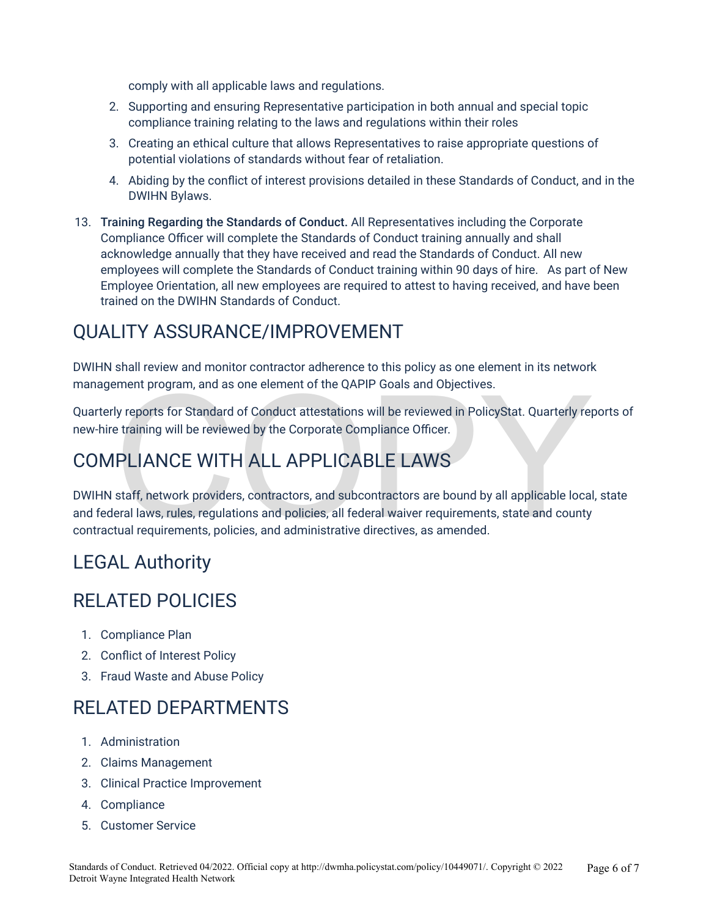comply with all applicable laws and regulations.

2. Supporting and ensuring Representative participation in both annual and special topic compliance training relating to the laws and regulations within their roles
3. Creating an ethical culture that allows Representatives to raise appropriate questions of potential violations of standards without fear of retaliation.
4. Abiding by the conflict of interest provisions detailed in these Standards of Conduct, and in the DWIHN Bylaws.

13. **Training Regarding the Standards of Conduct.** All Representatives including the Corporate Compliance Officer will complete the Standards of Conduct training annually and shall acknowledge annually that they have received and read the Standards of Conduct. All new employees will complete the Standards of Conduct training within 90 days of hire. As part of New Employee Orientation, all new employees are required to attest to having received, and have been trained on the DWIHN Standards of Conduct.

## QUALITY ASSURANCE/IMPROVEMENT

DWIHN shall review and monitor contractor adherence to this policy as one element in its network management program, and as one element of the QAPIP Goals and Objectives.

Quarterly reports for Standard of Conduct attestations will be reviewed in PolicyStat. Quarterly reports of new-hire training will be reviewed by the Corporate Compliance Officer.

## COMPLIANCE WITH ALL APPLICABLE LAWS

DWIHN staff, network providers, contractors, and subcontractors are bound by all applicable local, state and federal laws, rules, regulations and policies, all federal waiver requirements, state and county contractual requirements, policies, and administrative directives, as amended.

## LEGAL Authority

## RELATED POLICIES

1. Compliance Plan
2. Conflict of Interest Policy
3. Fraud Waste and Abuse Policy

## RELATED DEPARTMENTS

1. Administration
2. Claims Management
3. Clinical Practice Improvement
4. Compliance
5. Customer Service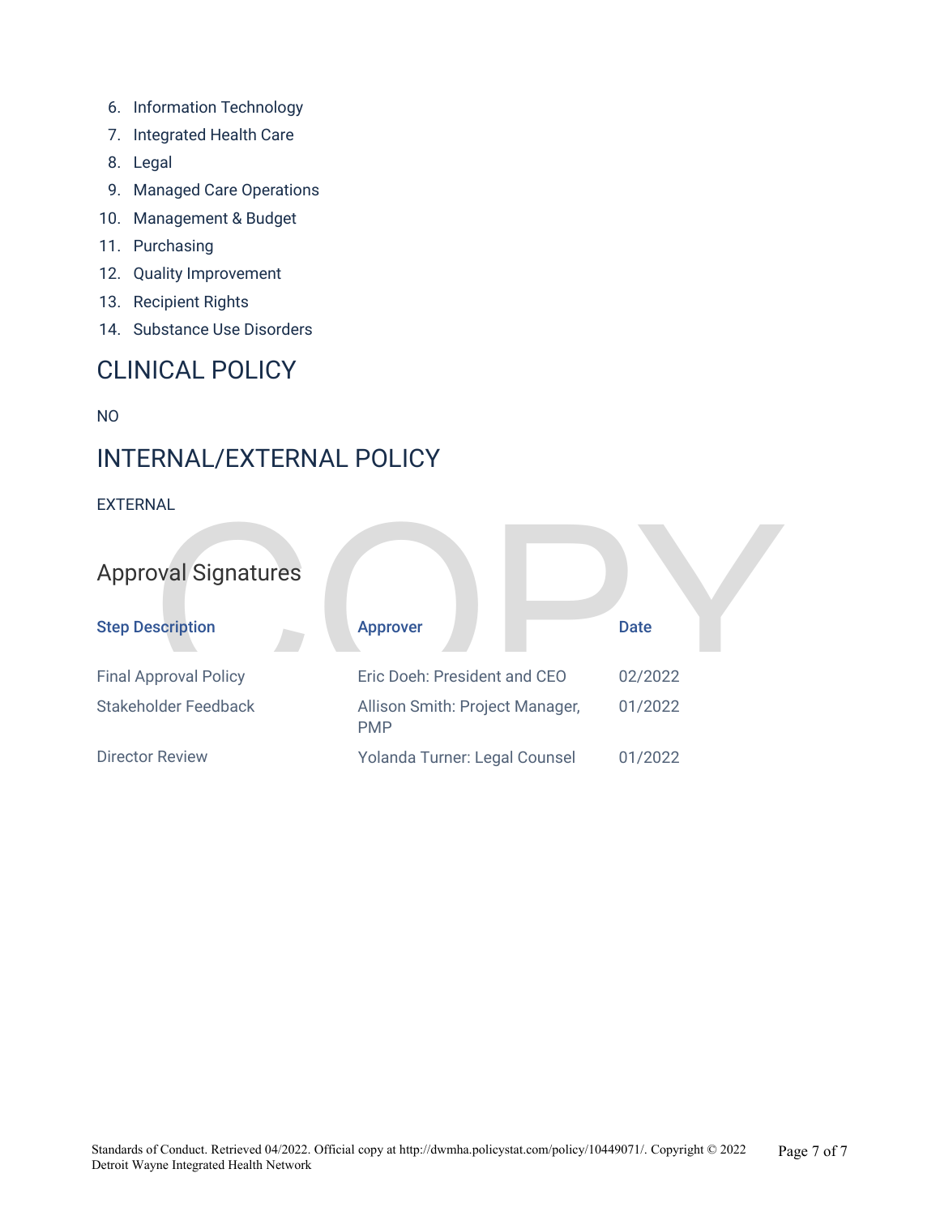6. Information Technology
7. Integrated Health Care
8. Legal
9. Managed Care Operations
10. Management & Budget
11. Purchasing
12. Quality Improvement
13. Recipient Rights
14. Substance Use Disorders

# CLINICAL POLICY

NO

# INTERNAL/EXTERNAL POLICY

EXTERNAL

## Approval Signatures

| Step Description | Approver | Date |
| --- | --- | --- |
| Final Approval Policy | Eric Doeh: President and CEO | 02/2022 |
| Stakeholder Feedback | Allison Smith: Project Manager, PMP | 01/2022 |
| Director Review | Yolanda Turner: Legal Counsel | 01/2022 |